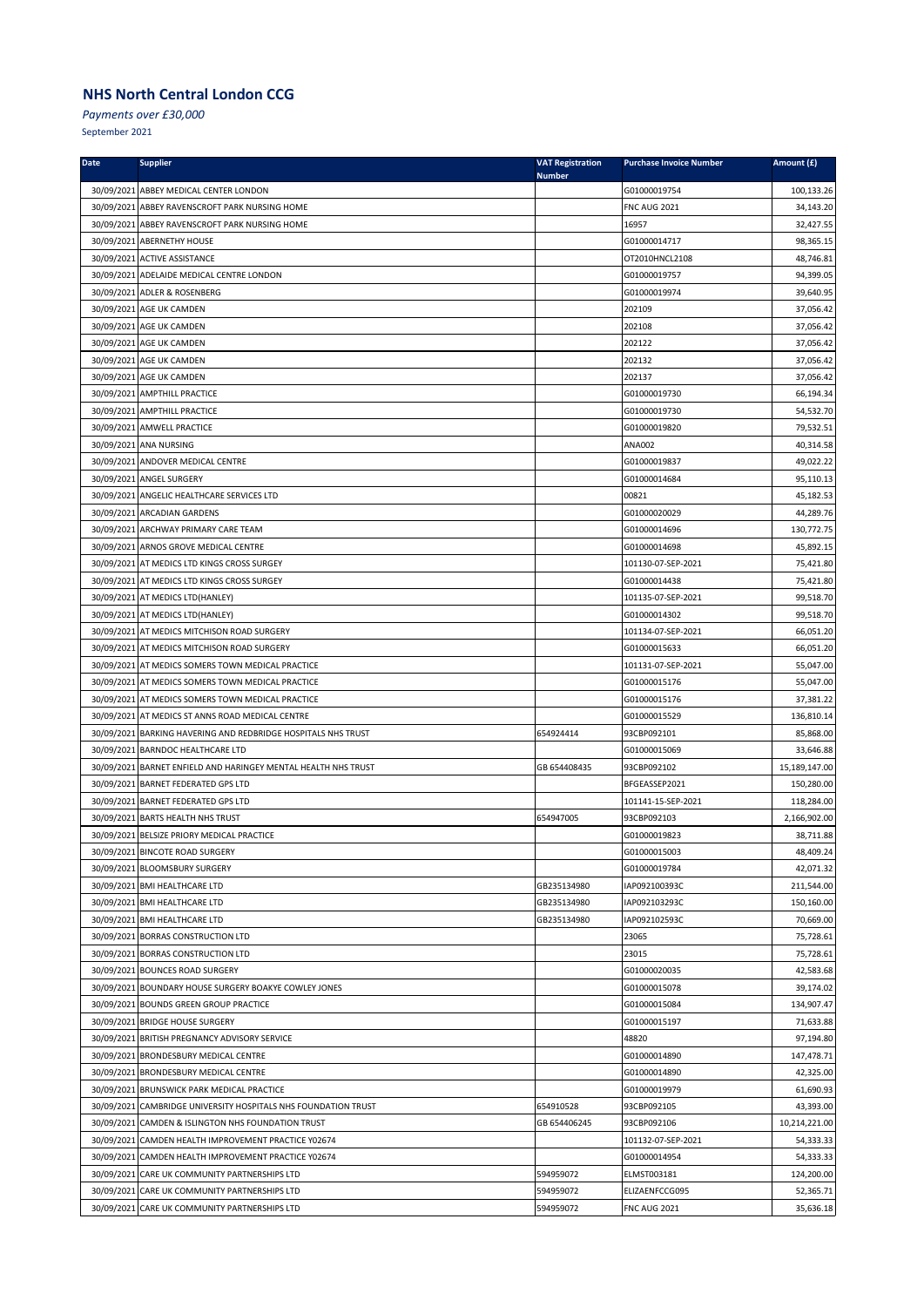## NHS North Central London CCG

*Payments over £30,000*

September 2021

| Date | Supplier | VAT Registration Number | Purchase Invoice Number | Amount (£) |
|---|---|---|---|---|
| 30/09/2021 | ABBEY MEDICAL CENTER LONDON | | G01000019754 | 100,133.26 |
| 30/09/2021 | ABBEY RAVENSCROFT PARK NURSING HOME | | FNC AUG 2021 | 34,143.20 |
| 30/09/2021 | ABBEY RAVENSCROFT PARK NURSING HOME | | 16957 | 32,427.55 |
| 30/09/2021 | ABERNETHY HOUSE | | G01000014717 | 98,365.15 |
| 30/09/2021 | ACTIVE ASSISTANCE | | OT2010HNCL2108 | 48,746.81 |
| 30/09/2021 | ADELAIDE MEDICAL CENTRE LONDON | | G01000019757 | 94,399.05 |
| 30/09/2021 | ADLER & ROSENBERG | | G01000019974 | 39,640.95 |
| 30/09/2021 | AGE UK CAMDEN | | 202109 | 37,056.42 |
| 30/09/2021 | AGE UK CAMDEN | | 202108 | 37,056.42 |
| 30/09/2021 | AGE UK CAMDEN | | 202122 | 37,056.42 |
| 30/09/2021 | AGE UK CAMDEN | | 202132 | 37,056.42 |
| 30/09/2021 | AGE UK CAMDEN | | 202137 | 37,056.42 |
| 30/09/2021 | AMPTHILL PRACTICE | | G01000019730 | 66,194.34 |
| 30/09/2021 | AMPTHILL PRACTICE | | G01000019730 | 54,532.70 |
| 30/09/2021 | AMWELL PRACTICE | | G01000019820 | 79,532.51 |
| 30/09/2021 | ANA NURSING | | ANA002 | 40,314.58 |
| 30/09/2021 | ANDOVER MEDICAL CENTRE | | G01000019837 | 49,022.22 |
| 30/09/2021 | ANGEL SURGERY | | G01000014684 | 95,110.13 |
| 30/09/2021 | ANGELIC HEALTHCARE SERVICES LTD | | 00821 | 45,182.53 |
| 30/09/2021 | ARCADIAN GARDENS | | G01000020029 | 44,289.76 |
| 30/09/2021 | ARCHWAY PRIMARY CARE TEAM | | G01000014696 | 130,772.75 |
| 30/09/2021 | ARNOS GROVE MEDICAL CENTRE | | G01000014698 | 45,892.15 |
| 30/09/2021 | AT MEDICS LTD KINGS CROSS SURGEY | | 101130-07-SEP-2021 | 75,421.80 |
| 30/09/2021 | AT MEDICS LTD KINGS CROSS SURGEY | | G01000014438 | 75,421.80 |
| 30/09/2021 | AT MEDICS LTD(HANLEY) | | 101135-07-SEP-2021 | 99,518.70 |
| 30/09/2021 | AT MEDICS LTD(HANLEY) | | G01000014302 | 99,518.70 |
| 30/09/2021 | AT MEDICS MITCHISON ROAD SURGERY | | 101134-07-SEP-2021 | 66,051.20 |
| 30/09/2021 | AT MEDICS MITCHISON ROAD SURGERY | | G01000015633 | 66,051.20 |
| 30/09/2021 | AT MEDICS SOMERS TOWN MEDICAL PRACTICE | | 101131-07-SEP-2021 | 55,047.00 |
| 30/09/2021 | AT MEDICS SOMERS TOWN MEDICAL PRACTICE | | G01000015176 | 55,047.00 |
| 30/09/2021 | AT MEDICS SOMERS TOWN MEDICAL PRACTICE | | G01000015176 | 37,381.22 |
| 30/09/2021 | AT MEDICS ST ANNS ROAD MEDICAL CENTRE | | G01000015529 | 136,810.14 |
| 30/09/2021 | BARKING HAVERING AND REDBRIDGE HOSPITALS NHS TRUST | 654924414 | 93CBP092101 | 85,868.00 |
| 30/09/2021 | BARNDOC HEALTHCARE LTD | | G01000015069 | 33,646.88 |
| 30/09/2021 | BARNET ENFIELD AND HARINGEY MENTAL HEALTH NHS TRUST | GB 654408435 | 93CBP092102 | 15,189,147.00 |
| 30/09/2021 | BARNET FEDERATED GPS LTD | | BFGEASSEP2021 | 150,280.00 |
| 30/09/2021 | BARNET FEDERATED GPS LTD | | 101141-15-SEP-2021 | 118,284.00 |
| 30/09/2021 | BARTS HEALTH NHS TRUST | 654947005 | 93CBP092103 | 2,166,902.00 |
| 30/09/2021 | BELSIZE PRIORY MEDICAL PRACTICE | | G01000019823 | 38,711.88 |
| 30/09/2021 | BINCOTE ROAD SURGERY | | G01000015003 | 48,409.24 |
| 30/09/2021 | BLOOMSBURY SURGERY | | G01000019784 | 42,071.32 |
| 30/09/2021 | BMI HEALTHCARE LTD | GB235134980 | IAP092100393C | 211,544.00 |
| 30/09/2021 | BMI HEALTHCARE LTD | GB235134980 | IAP092103293C | 150,160.00 |
| 30/09/2021 | BMI HEALTHCARE LTD | GB235134980 | IAP092102593C | 70,669.00 |
| 30/09/2021 | BORRAS CONSTRUCTION LTD | | 23065 | 75,728.61 |
| 30/09/2021 | BORRAS CONSTRUCTION LTD | | 23015 | 75,728.61 |
| 30/09/2021 | BOUNCES ROAD SURGERY | | G01000020035 | 42,583.68 |
| 30/09/2021 | BOUNDARY HOUSE SURGERY BOAKYE COWLEY JONES | | G01000015078 | 39,174.02 |
| 30/09/2021 | BOUNDS GREEN GROUP PRACTICE | | G01000015084 | 134,907.47 |
| 30/09/2021 | BRIDGE HOUSE SURGERY | | G01000015197 | 71,633.88 |
| 30/09/2021 | BRITISH PREGNANCY ADVISORY SERVICE | | 48820 | 97,194.80 |
| 30/09/2021 | BRONDESBURY MEDICAL CENTRE | | G01000014890 | 147,478.71 |
| 30/09/2021 | BRONDESBURY MEDICAL CENTRE | | G01000014890 | 42,325.00 |
| 30/09/2021 | BRUNSWICK PARK MEDICAL PRACTICE | | G01000019979 | 61,690.93 |
| 30/09/2021 | CAMBRIDGE UNIVERSITY HOSPITALS NHS FOUNDATION TRUST | 654910528 | 93CBP092105 | 43,393.00 |
| 30/09/2021 | CAMDEN & ISLINGTON NHS FOUNDATION TRUST | GB 654406245 | 93CBP092106 | 10,214,221.00 |
| 30/09/2021 | CAMDEN HEALTH IMPROVEMENT PRACTICE Y02674 | | 101132-07-SEP-2021 | 54,333.33 |
| 30/09/2021 | CAMDEN HEALTH IMPROVEMENT PRACTICE Y02674 | | G01000014954 | 54,333.33 |
| 30/09/2021 | CARE UK COMMUNITY PARTNERSHIPS LTD | 594959072 | ELMST003181 | 124,200.00 |
| 30/09/2021 | CARE UK COMMUNITY PARTNERSHIPS LTD | 594959072 | ELIZAENFCCG095 | 52,365.71 |
| 30/09/2021 | CARE UK COMMUNITY PARTNERSHIPS LTD | 594959072 | FNC AUG 2021 | 35,636.18 |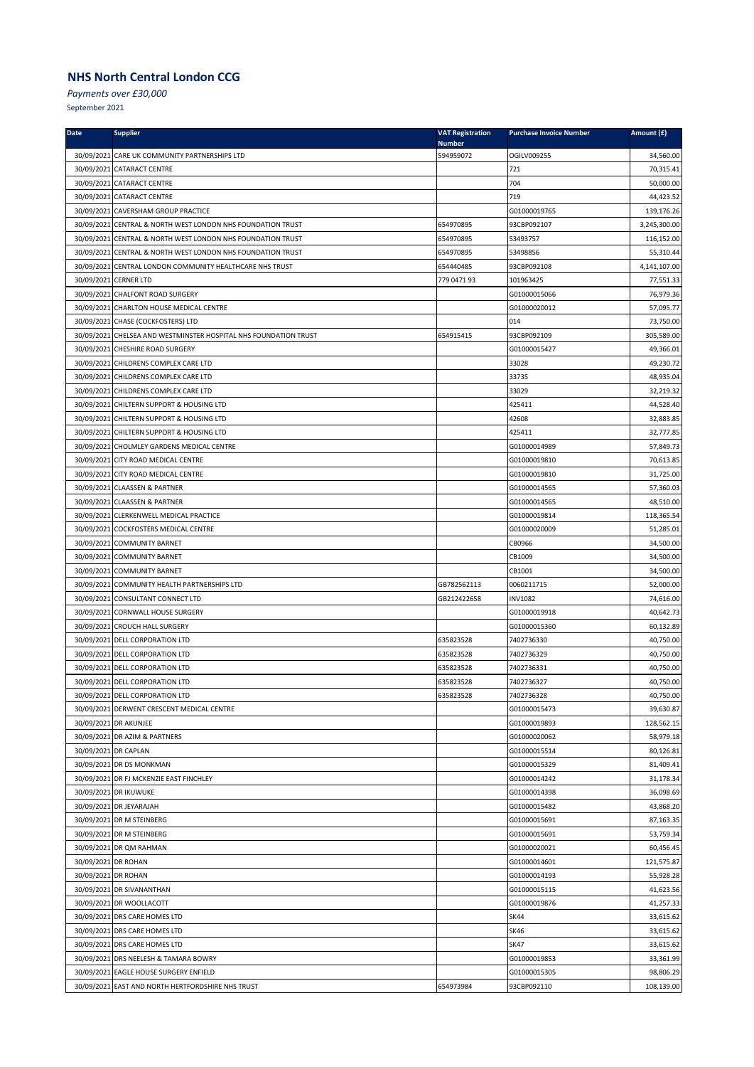# NHS North Central London CCG

*Payments over £30,000*

September 2021

| Date | Supplier | VAT Registration Number | Purchase Invoice Number | Amount (£) |
|---|---|---|---|---|
| 30/09/2021 | CARE UK COMMUNITY PARTNERSHIPS LTD | 594959072 | OGILV009255 | 34,560.00 |
| 30/09/2021 | CATARACT CENTRE | | 721 | 70,315.41 |
| 30/09/2021 | CATARACT CENTRE | | 704 | 50,000.00 |
| 30/09/2021 | CATARACT CENTRE | | 719 | 44,423.52 |
| 30/09/2021 | CAVERSHAM GROUP PRACTICE | | G01000019765 | 139,176.26 |
| 30/09/2021 | CENTRAL & NORTH WEST LONDON NHS FOUNDATION TRUST | 654970895 | 93CBP092107 | 3,245,300.00 |
| 30/09/2021 | CENTRAL & NORTH WEST LONDON NHS FOUNDATION TRUST | 654970895 | 53493757 | 116,152.00 |
| 30/09/2021 | CENTRAL & NORTH WEST LONDON NHS FOUNDATION TRUST | 654970895 | 53498856 | 55,310.44 |
| 30/09/2021 | CENTRAL LONDON COMMUNITY HEALTHCARE NHS TRUST | 654440485 | 93CBP092108 | 4,141,107.00 |
| 30/09/2021 | CERNER LTD | 779 0471 93 | 101963425 | 77,551.33 |
| 30/09/2021 | CHALFONT ROAD SURGERY | | G01000015066 | 76,979.36 |
| 30/09/2021 | CHARLTON HOUSE MEDICAL CENTRE | | G01000020012 | 57,095.77 |
| 30/09/2021 | CHASE (COCKFOSTERS) LTD | | 014 | 73,750.00 |
| 30/09/2021 | CHELSEA AND WESTMINSTER HOSPITAL NHS FOUNDATION TRUST | 654915415 | 93CBP092109 | 305,589.00 |
| 30/09/2021 | CHESHIRE ROAD SURGERY | | G01000015427 | 49,366.01 |
| 30/09/2021 | CHILDRENS COMPLEX CARE LTD | | 33028 | 49,230.72 |
| 30/09/2021 | CHILDRENS COMPLEX CARE LTD | | 33735 | 48,935.04 |
| 30/09/2021 | CHILDRENS COMPLEX CARE LTD | | 33029 | 32,219.32 |
| 30/09/2021 | CHILTERN SUPPORT & HOUSING LTD | | 425411 | 44,528.40 |
| 30/09/2021 | CHILTERN SUPPORT & HOUSING LTD | | 42608 | 32,883.85 |
| 30/09/2021 | CHILTERN SUPPORT & HOUSING LTD | | 425411 | 32,777.85 |
| 30/09/2021 | CHOLMLEY GARDENS MEDICAL CENTRE | | G01000014989 | 57,849.73 |
| 30/09/2021 | CITY ROAD MEDICAL CENTRE | | G01000019810 | 70,613.85 |
| 30/09/2021 | CITY ROAD MEDICAL CENTRE | | G01000019810 | 31,725.00 |
| 30/09/2021 | CLAASSEN & PARTNER | | G01000014565 | 57,360.03 |
| 30/09/2021 | CLAASSEN & PARTNER | | G01000014565 | 48,510.00 |
| 30/09/2021 | CLERKENWELL MEDICAL PRACTICE | | G01000019814 | 118,365.54 |
| 30/09/2021 | COCKFOSTERS MEDICAL CENTRE | | G01000020009 | 51,285.01 |
| 30/09/2021 | COMMUNITY BARNET | | CB0966 | 34,500.00 |
| 30/09/2021 | COMMUNITY BARNET | | CB1009 | 34,500.00 |
| 30/09/2021 | COMMUNITY BARNET | | CB1001 | 34,500.00 |
| 30/09/2021 | COMMUNITY HEALTH PARTNERSHIPS LTD | GB782562113 | 0060211715 | 52,000.00 |
| 30/09/2021 | CONSULTANT CONNECT LTD | GB212422658 | INV1082 | 74,616.00 |
| 30/09/2021 | CORNWALL HOUSE SURGERY | | G01000019918 | 40,642.73 |
| 30/09/2021 | CROUCH HALL SURGERY | | G01000015360 | 60,132.89 |
| 30/09/2021 | DELL CORPORATION LTD | 635823528 | 7402736330 | 40,750.00 |
| 30/09/2021 | DELL CORPORATION LTD | 635823528 | 7402736329 | 40,750.00 |
| 30/09/2021 | DELL CORPORATION LTD | 635823528 | 7402736331 | 40,750.00 |
| 30/09/2021 | DELL CORPORATION LTD | 635823528 | 7402736327 | 40,750.00 |
| 30/09/2021 | DELL CORPORATION LTD | 635823528 | 7402736328 | 40,750.00 |
| 30/09/2021 | DERWENT CRESCENT MEDICAL CENTRE | | G01000015473 | 39,630.87 |
| 30/09/2021 | DR AKUNJEE | | G01000019893 | 128,562.15 |
| 30/09/2021 | DR AZIM & PARTNERS | | G01000020062 | 58,979.18 |
| 30/09/2021 | DR CAPLAN | | G01000015514 | 80,126.81 |
| 30/09/2021 | DR DS MONKMAN | | G01000015329 | 81,409.41 |
| 30/09/2021 | DR FJ MCKENZIE EAST FINCHLEY | | G01000014242 | 31,178.34 |
| 30/09/2021 | DR IKUWUKE | | G01000014398 | 36,098.69 |
| 30/09/2021 | DR JEYARAJAH | | G01000015482 | 43,868.20 |
| 30/09/2021 | DR M STEINBERG | | G01000015691 | 87,163.35 |
| 30/09/2021 | DR M STEINBERG | | G01000015691 | 53,759.34 |
| 30/09/2021 | DR QM RAHMAN | | G01000020021 | 60,456.45 |
| 30/09/2021 | DR ROHAN | | G01000014601 | 121,575.87 |
| 30/09/2021 | DR ROHAN | | G01000014193 | 55,928.28 |
| 30/09/2021 | DR SIVANANTHAN | | G01000015115 | 41,623.56 |
| 30/09/2021 | DR WOOLLACOTT | | G01000019876 | 41,257.33 |
| 30/09/2021 | DRS CARE HOMES LTD | | SK44 | 33,615.62 |
| 30/09/2021 | DRS CARE HOMES LTD | | SK46 | 33,615.62 |
| 30/09/2021 | DRS CARE HOMES LTD | | SK47 | 33,615.62 |
| 30/09/2021 | DRS NEELESH & TAMARA BOWRY | | G01000019853 | 33,361.99 |
| 30/09/2021 | EAGLE HOUSE SURGERY ENFIELD | | G01000015305 | 98,806.29 |
| 30/09/2021 | EAST AND NORTH HERTFORDSHIRE NHS TRUST | 654973984 | 93CBP092110 | 108,139.00 |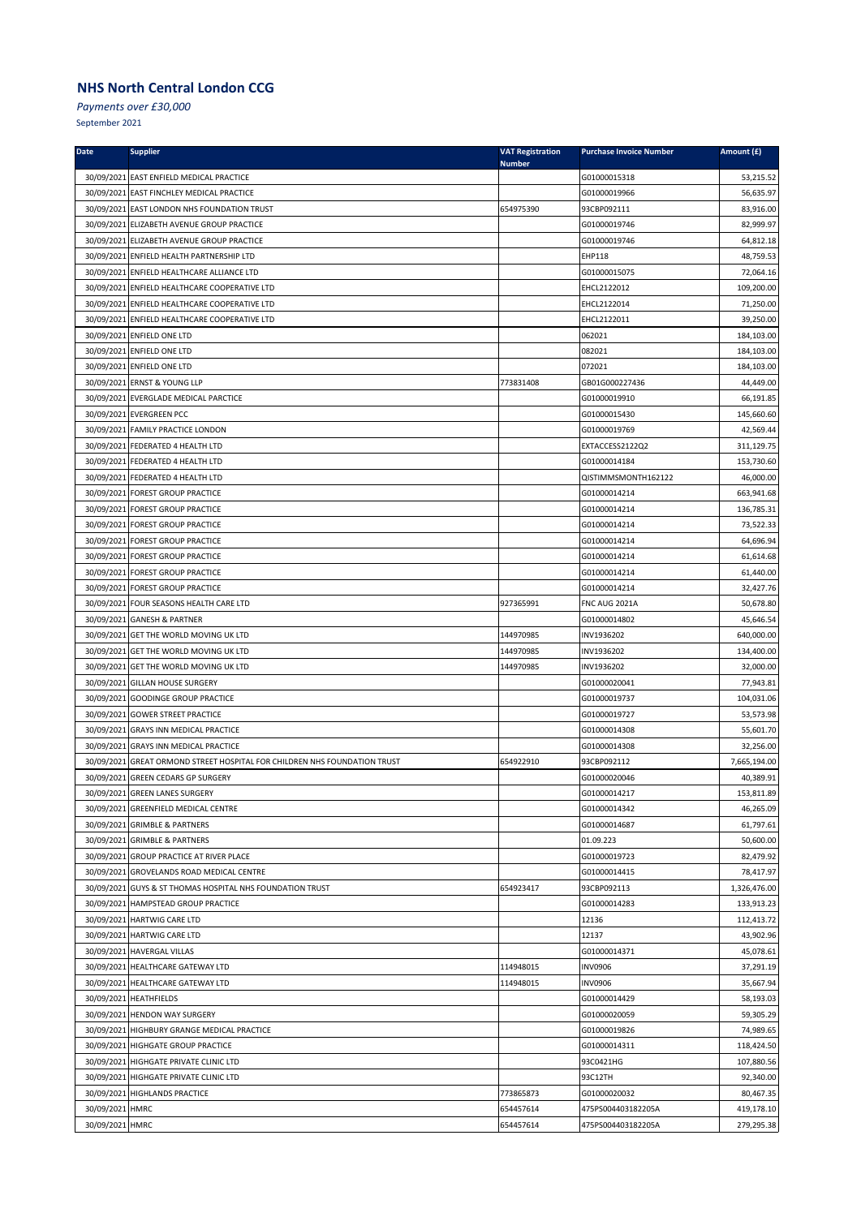## NHS North Central London CCG

*Payments over £30,000*

September 2021

| Date | Supplier | VAT Registration Number | Purchase Invoice Number | Amount (£) |
|---|---|---|---|---|
| 30/09/2021 | EAST ENFIELD MEDICAL PRACTICE | | G01000015318 | 53,215.52 |
| 30/09/2021 | EAST FINCHLEY MEDICAL PRACTICE | | G01000019966 | 56,635.97 |
| 30/09/2021 | EAST LONDON NHS FOUNDATION TRUST | 654975390 | 93CBP092111 | 83,916.00 |
| 30/09/2021 | ELIZABETH AVENUE GROUP PRACTICE | | G01000019746 | 82,999.97 |
| 30/09/2021 | ELIZABETH AVENUE GROUP PRACTICE | | G01000019746 | 64,812.18 |
| 30/09/2021 | ENFIELD HEALTH PARTNERSHIP LTD | | EHP118 | 48,759.53 |
| 30/09/2021 | ENFIELD HEALTHCARE ALLIANCE LTD | | G01000015075 | 72,064.16 |
| 30/09/2021 | ENFIELD HEALTHCARE COOPERATIVE LTD | | EHCL2122012 | 109,200.00 |
| 30/09/2021 | ENFIELD HEALTHCARE COOPERATIVE LTD | | EHCL2122014 | 71,250.00 |
| 30/09/2021 | ENFIELD HEALTHCARE COOPERATIVE LTD | | EHCL2122011 | 39,250.00 |
| 30/09/2021 | ENFIELD ONE LTD | | 062021 | 184,103.00 |
| 30/09/2021 | ENFIELD ONE LTD | | 082021 | 184,103.00 |
| 30/09/2021 | ENFIELD ONE LTD | | 072021 | 184,103.00 |
| 30/09/2021 | ERNST & YOUNG LLP | 773831408 | GB01G000227436 | 44,449.00 |
| 30/09/2021 | EVERGLADE MEDICAL PARCTICE | | G01000019910 | 66,191.85 |
| 30/09/2021 | EVERGREEN PCC | | G01000015430 | 145,660.60 |
| 30/09/2021 | FAMILY PRACTICE LONDON | | G01000019769 | 42,569.44 |
| 30/09/2021 | FEDERATED 4 HEALTH LTD | | EXTACCESS2122Q2 | 311,129.75 |
| 30/09/2021 | FEDERATED 4 HEALTH LTD | | G01000014184 | 153,730.60 |
| 30/09/2021 | FEDERATED 4 HEALTH LTD | | QISTIMMSMONTH162122 | 46,000.00 |
| 30/09/2021 | FOREST GROUP PRACTICE | | G01000014214 | 663,941.68 |
| 30/09/2021 | FOREST GROUP PRACTICE | | G01000014214 | 136,785.31 |
| 30/09/2021 | FOREST GROUP PRACTICE | | G01000014214 | 73,522.33 |
| 30/09/2021 | FOREST GROUP PRACTICE | | G01000014214 | 64,696.94 |
| 30/09/2021 | FOREST GROUP PRACTICE | | G01000014214 | 61,614.68 |
| 30/09/2021 | FOREST GROUP PRACTICE | | G01000014214 | 61,440.00 |
| 30/09/2021 | FOREST GROUP PRACTICE | | G01000014214 | 32,427.76 |
| 30/09/2021 | FOUR SEASONS HEALTH CARE LTD | 927365991 | FNC AUG 2021A | 50,678.80 |
| 30/09/2021 | GANESH & PARTNER | | G01000014802 | 45,646.54 |
| 30/09/2021 | GET THE WORLD MOVING UK LTD | 144970985 | INV1936202 | 640,000.00 |
| 30/09/2021 | GET THE WORLD MOVING UK LTD | 144970985 | INV1936202 | 134,400.00 |
| 30/09/2021 | GET THE WORLD MOVING UK LTD | 144970985 | INV1936202 | 32,000.00 |
| 30/09/2021 | GILLAN HOUSE SURGERY | | G01000020041 | 77,943.81 |
| 30/09/2021 | GOODINGE GROUP PRACTICE | | G01000019737 | 104,031.06 |
| 30/09/2021 | GOWER STREET PRACTICE | | G01000019727 | 53,573.98 |
| 30/09/2021 | GRAYS INN MEDICAL PRACTICE | | G01000014308 | 55,601.70 |
| 30/09/2021 | GRAYS INN MEDICAL PRACTICE | | G01000014308 | 32,256.00 |
| 30/09/2021 | GREAT ORMOND STREET HOSPITAL FOR CHILDREN NHS FOUNDATION TRUST | 654922910 | 93CBP092112 | 7,665,194.00 |
| 30/09/2021 | GREEN CEDARS GP SURGERY | | G01000020046 | 40,389.91 |
| 30/09/2021 | GREEN LANES SURGERY | | G01000014217 | 153,811.89 |
| 30/09/2021 | GREENFIELD MEDICAL CENTRE | | G01000014342 | 46,265.09 |
| 30/09/2021 | GRIMBLE & PARTNERS | | G01000014687 | 61,797.61 |
| 30/09/2021 | GRIMBLE & PARTNERS | | 01.09.223 | 50,600.00 |
| 30/09/2021 | GROUP PRACTICE AT RIVER PLACE | | G01000019723 | 82,479.92 |
| 30/09/2021 | GROVELANDS ROAD MEDICAL CENTRE | | G01000014415 | 78,417.97 |
| 30/09/2021 | GUYS & ST THOMAS HOSPITAL NHS FOUNDATION TRUST | 654923417 | 93CBP092113 | 1,326,476.00 |
| 30/09/2021 | HAMPSTEAD GROUP PRACTICE | | G01000014283 | 133,913.23 |
| 30/09/2021 | HARTWIG CARE LTD | | 12136 | 112,413.72 |
| 30/09/2021 | HARTWIG CARE LTD | | 12137 | 43,902.96 |
| 30/09/2021 | HAVERGAL VILLAS | | G01000014371 | 45,078.61 |
| 30/09/2021 | HEALTHCARE GATEWAY LTD | 114948015 | INV0906 | 37,291.19 |
| 30/09/2021 | HEALTHCARE GATEWAY LTD | 114948015 | INV0906 | 35,667.94 |
| 30/09/2021 | HEATHFIELDS | | G01000014429 | 58,193.03 |
| 30/09/2021 | HENDON WAY SURGERY | | G01000020059 | 59,305.29 |
| 30/09/2021 | HIGHBURY GRANGE MEDICAL PRACTICE | | G01000019826 | 74,989.65 |
| 30/09/2021 | HIGHGATE GROUP PRACTICE | | G01000014311 | 118,424.50 |
| 30/09/2021 | HIGHGATE PRIVATE CLINIC LTD | | 93C0421HG | 107,880.56 |
| 30/09/2021 | HIGHGATE PRIVATE CLINIC LTD | | 93C12TH | 92,340.00 |
| 30/09/2021 | HIGHLANDS PRACTICE | 773865873 | G01000020032 | 80,467.35 |
| 30/09/2021 | HMRC | 654457614 | 475PS004403182205A | 419,178.10 |
| 30/09/2021 | HMRC | 654457614 | 475PS004403182205A | 279,295.38 |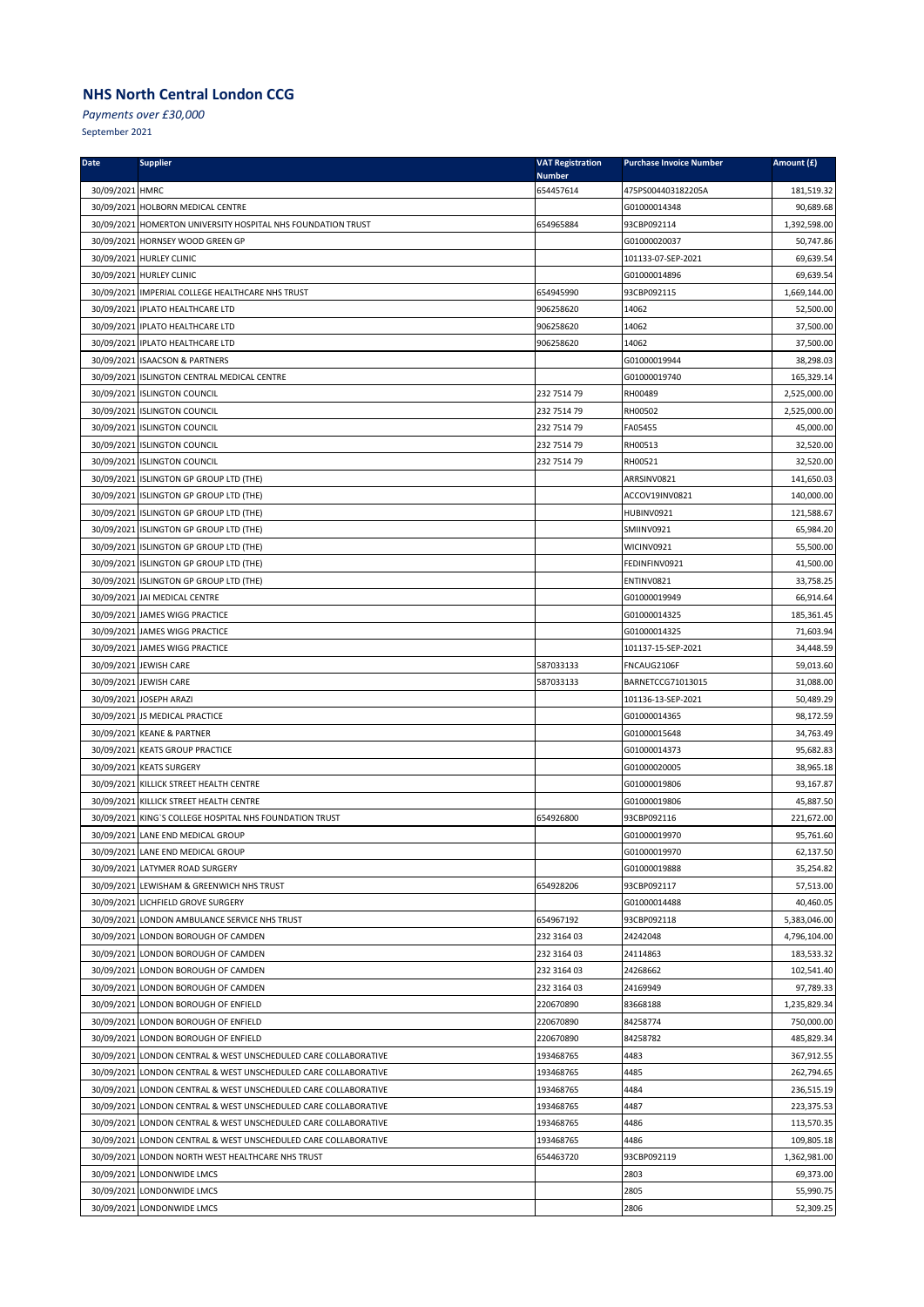## NHS North Central London CCG

*Payments over £30,000*

September 2021

| Date | Supplier | VAT Registration Number | Purchase Invoice Number | Amount (£) |
|---|---|---|---|---|
| 30/09/2021 | HMRC | 654457614 | 475PS004403182205A | 181,519.32 |
| 30/09/2021 | HOLBORN MEDICAL CENTRE | | G01000014348 | 90,689.68 |
| 30/09/2021 | HOMERTON UNIVERSITY HOSPITAL NHS FOUNDATION TRUST | 654965884 | 93CBP092114 | 1,392,598.00 |
| 30/09/2021 | HORNSEY WOOD GREEN GP | | G01000020037 | 50,747.86 |
| 30/09/2021 | HURLEY CLINIC | | 101133-07-SEP-2021 | 69,639.54 |
| 30/09/2021 | HURLEY CLINIC | | G01000014896 | 69,639.54 |
| 30/09/2021 | IMPERIAL COLLEGE HEALTHCARE NHS TRUST | 654945990 | 93CBP092115 | 1,669,144.00 |
| 30/09/2021 | IPLATO HEALTHCARE LTD | 906258620 | 14062 | 52,500.00 |
| 30/09/2021 | IPLATO HEALTHCARE LTD | 906258620 | 14062 | 37,500.00 |
| 30/09/2021 | IPLATO HEALTHCARE LTD | 906258620 | 14062 | 37,500.00 |
| 30/09/2021 | ISAACSON & PARTNERS | | G01000019944 | 38,298.03 |
| 30/09/2021 | ISLINGTON CENTRAL MEDICAL CENTRE | | G01000019740 | 165,329.14 |
| 30/09/2021 | ISLINGTON COUNCIL | 232 7514 79 | RH00489 | 2,525,000.00 |
| 30/09/2021 | ISLINGTON COUNCIL | 232 7514 79 | RH00502 | 2,525,000.00 |
| 30/09/2021 | ISLINGTON COUNCIL | 232 7514 79 | FA05455 | 45,000.00 |
| 30/09/2021 | ISLINGTON COUNCIL | 232 7514 79 | RH00513 | 32,520.00 |
| 30/09/2021 | ISLINGTON COUNCIL | 232 7514 79 | RH00521 | 32,520.00 |
| 30/09/2021 | ISLINGTON GP GROUP LTD (THE) | | ARRSINV0821 | 141,650.03 |
| 30/09/2021 | ISLINGTON GP GROUP LTD (THE) | | ACCOV19INV0821 | 140,000.00 |
| 30/09/2021 | ISLINGTON GP GROUP LTD (THE) | | HUBINV0921 | 121,588.67 |
| 30/09/2021 | ISLINGTON GP GROUP LTD (THE) | | SMIINV0921 | 65,984.20 |
| 30/09/2021 | ISLINGTON GP GROUP LTD (THE) | | WICINV0921 | 55,500.00 |
| 30/09/2021 | ISLINGTON GP GROUP LTD (THE) | | FEDINFINV0921 | 41,500.00 |
| 30/09/2021 | ISLINGTON GP GROUP LTD (THE) | | ENTINV0821 | 33,758.25 |
| 30/09/2021 | JAI MEDICAL CENTRE | | G01000019949 | 66,914.64 |
| 30/09/2021 | JAMES WIGG PRACTICE | | G01000014325 | 185,361.45 |
| 30/09/2021 | JAMES WIGG PRACTICE | | G01000014325 | 71,603.94 |
| 30/09/2021 | JAMES WIGG PRACTICE | | 101137-15-SEP-2021 | 34,448.59 |
| 30/09/2021 | JEWISH CARE | 587033133 | FNCAUG2106F | 59,013.60 |
| 30/09/2021 | JEWISH CARE | 587033133 | BARNETCCG71013015 | 31,088.00 |
| 30/09/2021 | JOSEPH ARAZI | | 101136-13-SEP-2021 | 50,489.29 |
| 30/09/2021 | JS MEDICAL PRACTICE | | G01000014365 | 98,172.59 |
| 30/09/2021 | KEANE & PARTNER | | G01000015648 | 34,763.49 |
| 30/09/2021 | KEATS GROUP PRACTICE | | G01000014373 | 95,682.83 |
| 30/09/2021 | KEATS SURGERY | | G01000020005 | 38,965.18 |
| 30/09/2021 | KILLICK STREET HEALTH CENTRE | | G01000019806 | 93,167.87 |
| 30/09/2021 | KILLICK STREET HEALTH CENTRE | | G01000019806 | 45,887.50 |
| 30/09/2021 | KING`S COLLEGE HOSPITAL NHS FOUNDATION TRUST | 654926800 | 93CBP092116 | 221,672.00 |
| 30/09/2021 | LANE END MEDICAL GROUP | | G01000019970 | 95,761.60 |
| 30/09/2021 | LANE END MEDICAL GROUP | | G01000019970 | 62,137.50 |
| 30/09/2021 | LATYMER ROAD SURGERY | | G01000019888 | 35,254.82 |
| 30/09/2021 | LEWISHAM & GREENWICH NHS TRUST | 654928206 | 93CBP092117 | 57,513.00 |
| 30/09/2021 | LICHFIELD GROVE SURGERY | | G01000014488 | 40,460.05 |
| 30/09/2021 | LONDON AMBULANCE SERVICE NHS TRUST | 654967192 | 93CBP092118 | 5,383,046.00 |
| 30/09/2021 | LONDON BOROUGH OF CAMDEN | 232 3164 03 | 24242048 | 4,796,104.00 |
| 30/09/2021 | LONDON BOROUGH OF CAMDEN | 232 3164 03 | 24114863 | 183,533.32 |
| 30/09/2021 | LONDON BOROUGH OF CAMDEN | 232 3164 03 | 24268662 | 102,541.40 |
| 30/09/2021 | LONDON BOROUGH OF CAMDEN | 232 3164 03 | 24169949 | 97,789.33 |
| 30/09/2021 | LONDON BOROUGH OF ENFIELD | 220670890 | 83668188 | 1,235,829.34 |
| 30/09/2021 | LONDON BOROUGH OF ENFIELD | 220670890 | 84258774 | 750,000.00 |
| 30/09/2021 | LONDON BOROUGH OF ENFIELD | 220670890 | 84258782 | 485,829.34 |
| 30/09/2021 | LONDON CENTRAL & WEST UNSCHEDULED CARE COLLABORATIVE | 193468765 | 4483 | 367,912.55 |
| 30/09/2021 | LONDON CENTRAL & WEST UNSCHEDULED CARE COLLABORATIVE | 193468765 | 4485 | 262,794.65 |
| 30/09/2021 | LONDON CENTRAL & WEST UNSCHEDULED CARE COLLABORATIVE | 193468765 | 4484 | 236,515.19 |
| 30/09/2021 | LONDON CENTRAL & WEST UNSCHEDULED CARE COLLABORATIVE | 193468765 | 4487 | 223,375.53 |
| 30/09/2021 | LONDON CENTRAL & WEST UNSCHEDULED CARE COLLABORATIVE | 193468765 | 4486 | 113,570.35 |
| 30/09/2021 | LONDON CENTRAL & WEST UNSCHEDULED CARE COLLABORATIVE | 193468765 | 4486 | 109,805.18 |
| 30/09/2021 | LONDON NORTH WEST HEALTHCARE NHS TRUST | 654463720 | 93CBP092119 | 1,362,981.00 |
| 30/09/2021 | LONDONWIDE LMCS | | 2803 | 69,373.00 |
| 30/09/2021 | LONDONWIDE LMCS | | 2805 | 55,990.75 |
| 30/09/2021 | LONDONWIDE LMCS | | 2806 | 52,309.25 |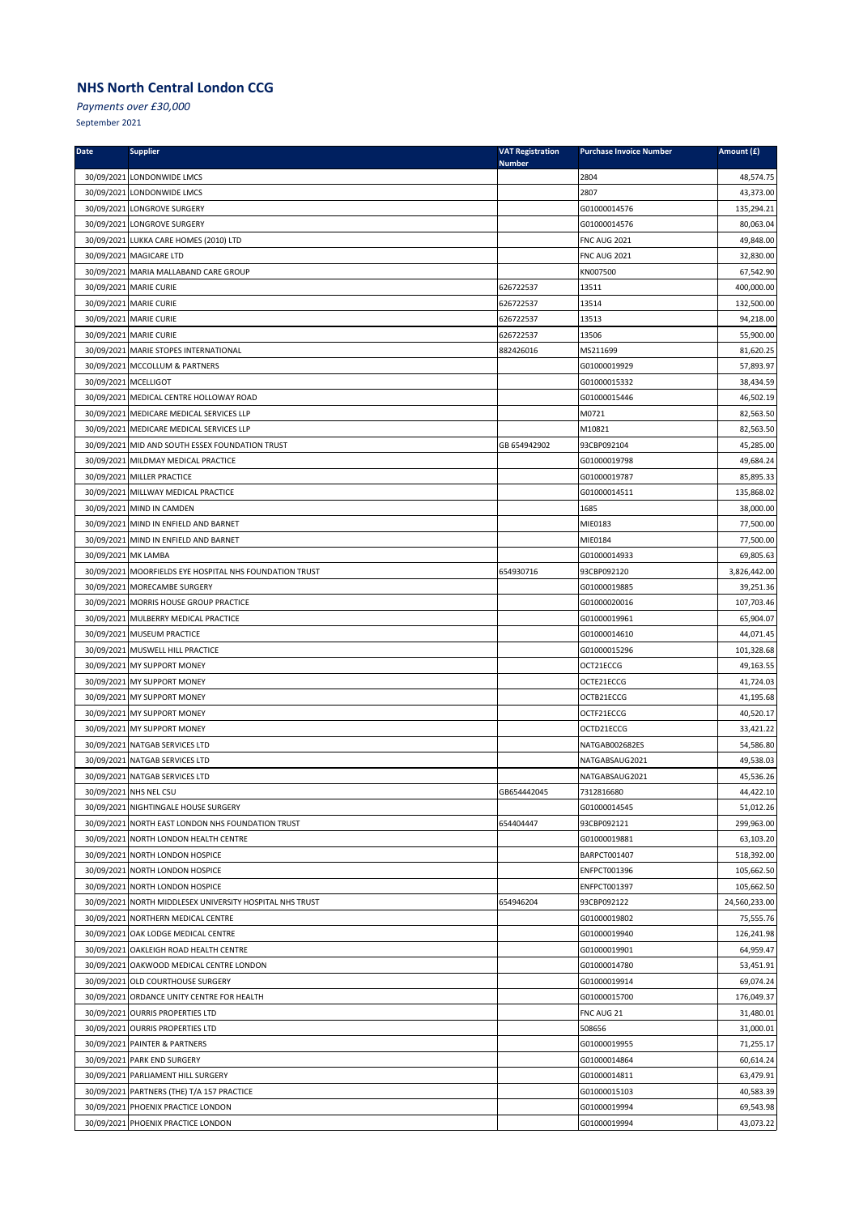## NHS North Central London CCG

*Payments over £30,000*

September 2021

| Date | Supplier | VAT Registration Number | Purchase Invoice Number | Amount (£) |
|---|---|---|---|---|
| 30/09/2021 | LONDONWIDE LMCS | | 2804 | 48,574.75 |
| 30/09/2021 | LONDONWIDE LMCS | | 2807 | 43,373.00 |
| 30/09/2021 | LONGROVE SURGERY | | G01000014576 | 135,294.21 |
| 30/09/2021 | LONGROVE SURGERY | | G01000014576 | 80,063.04 |
| 30/09/2021 | LUKKA CARE HOMES (2010) LTD | | FNC AUG 2021 | 49,848.00 |
| 30/09/2021 | MAGICARE LTD | | FNC AUG 2021 | 32,830.00 |
| 30/09/2021 | MARIA MALLABAND CARE GROUP | | KN007500 | 67,542.90 |
| 30/09/2021 | MARIE CURIE | 626722537 | 13511 | 400,000.00 |
| 30/09/2021 | MARIE CURIE | 626722537 | 13514 | 132,500.00 |
| 30/09/2021 | MARIE CURIE | 626722537 | 13513 | 94,218.00 |
| 30/09/2021 | MARIE CURIE | 626722537 | 13506 | 55,900.00 |
| 30/09/2021 | MARIE STOPES INTERNATIONAL | 882426016 | MS211699 | 81,620.25 |
| 30/09/2021 | MCCOLLUM & PARTNERS | | G01000019929 | 57,893.97 |
| 30/09/2021 | MCELLIGOT | | G01000015332 | 38,434.59 |
| 30/09/2021 | MEDICAL CENTRE HOLLOWAY ROAD | | G01000015446 | 46,502.19 |
| 30/09/2021 | MEDICARE MEDICAL SERVICES LLP | | M0721 | 82,563.50 |
| 30/09/2021 | MEDICARE MEDICAL SERVICES LLP | | M10821 | 82,563.50 |
| 30/09/2021 | MID AND SOUTH ESSEX FOUNDATION TRUST | GB 654942902 | 93CBP092104 | 45,285.00 |
| 30/09/2021 | MILDMAY MEDICAL PRACTICE | | G01000019798 | 49,684.24 |
| 30/09/2021 | MILLER PRACTICE | | G01000019787 | 85,895.33 |
| 30/09/2021 | MILLWAY MEDICAL PRACTICE | | G01000014511 | 135,868.02 |
| 30/09/2021 | MIND IN CAMDEN | | 1685 | 38,000.00 |
| 30/09/2021 | MIND IN ENFIELD AND BARNET | | MIE0183 | 77,500.00 |
| 30/09/2021 | MIND IN ENFIELD AND BARNET | | MIE0184 | 77,500.00 |
| 30/09/2021 | MK LAMBA | | G01000014933 | 69,805.63 |
| 30/09/2021 | MOORFIELDS EYE HOSPITAL NHS FOUNDATION TRUST | 654930716 | 93CBP092120 | 3,826,442.00 |
| 30/09/2021 | MORECAMBE SURGERY | | G01000019885 | 39,251.36 |
| 30/09/2021 | MORRIS HOUSE GROUP PRACTICE | | G01000020016 | 107,703.46 |
| 30/09/2021 | MULBERRY MEDICAL PRACTICE | | G01000019961 | 65,904.07 |
| 30/09/2021 | MUSEUM PRACTICE | | G01000014610 | 44,071.45 |
| 30/09/2021 | MUSWELL HILL PRACTICE | | G01000015296 | 101,328.68 |
| 30/09/2021 | MY SUPPORT MONEY | | OCT21ECCG | 49,163.55 |
| 30/09/2021 | MY SUPPORT MONEY | | OCTE21ECCG | 41,724.03 |
| 30/09/2021 | MY SUPPORT MONEY | | OCTB21ECCG | 41,195.68 |
| 30/09/2021 | MY SUPPORT MONEY | | OCTF21ECCG | 40,520.17 |
| 30/09/2021 | MY SUPPORT MONEY | | OCTD21ECCG | 33,421.22 |
| 30/09/2021 | NATGAB SERVICES LTD | | NATGAB002682ES | 54,586.80 |
| 30/09/2021 | NATGAB SERVICES LTD | | NATGABSAUG2021 | 49,538.03 |
| 30/09/2021 | NATGAB SERVICES LTD | | NATGABSAUG2021 | 45,536.26 |
| 30/09/2021 | NHS NEL CSU | GB654442045 | 7312816680 | 44,422.10 |
| 30/09/2021 | NIGHTINGALE HOUSE SURGERY | | G01000014545 | 51,012.26 |
| 30/09/2021 | NORTH EAST LONDON NHS FOUNDATION TRUST | 654404447 | 93CBP092121 | 299,963.00 |
| 30/09/2021 | NORTH LONDON HEALTH CENTRE | | G01000019881 | 63,103.20 |
| 30/09/2021 | NORTH LONDON HOSPICE | | BARPCT001407 | 518,392.00 |
| 30/09/2021 | NORTH LONDON HOSPICE | | ENFPCT001396 | 105,662.50 |
| 30/09/2021 | NORTH LONDON HOSPICE | | ENFPCT001397 | 105,662.50 |
| 30/09/2021 | NORTH MIDDLESEX UNIVERSITY HOSPITAL NHS TRUST | 654946204 | 93CBP092122 | 24,560,233.00 |
| 30/09/2021 | NORTHERN MEDICAL CENTRE | | G01000019802 | 75,555.76 |
| 30/09/2021 | OAK LODGE MEDICAL CENTRE | | G01000019940 | 126,241.98 |
| 30/09/2021 | OAKLEIGH ROAD HEALTH CENTRE | | G01000019901 | 64,959.47 |
| 30/09/2021 | OAKWOOD MEDICAL CENTRE LONDON | | G01000014780 | 53,451.91 |
| 30/09/2021 | OLD COURTHOUSE SURGERY | | G01000019914 | 69,074.24 |
| 30/09/2021 | ORDANCE UNITY CENTRE FOR HEALTH | | G01000015700 | 176,049.37 |
| 30/09/2021 | OURRIS PROPERTIES LTD | | FNC AUG 21 | 31,480.01 |
| 30/09/2021 | OURRIS PROPERTIES LTD | | 508656 | 31,000.01 |
| 30/09/2021 | PAINTER & PARTNERS | | G01000019955 | 71,255.17 |
| 30/09/2021 | PARK END SURGERY | | G01000014864 | 60,614.24 |
| 30/09/2021 | PARLIAMENT HILL SURGERY | | G01000014811 | 63,479.91 |
| 30/09/2021 | PARTNERS (THE) T/A 157 PRACTICE | | G01000015103 | 40,583.39 |
| 30/09/2021 | PHOENIX PRACTICE LONDON | | G01000019994 | 69,543.98 |
| 30/09/2021 | PHOENIX PRACTICE LONDON | | G01000019994 | 43,073.22 |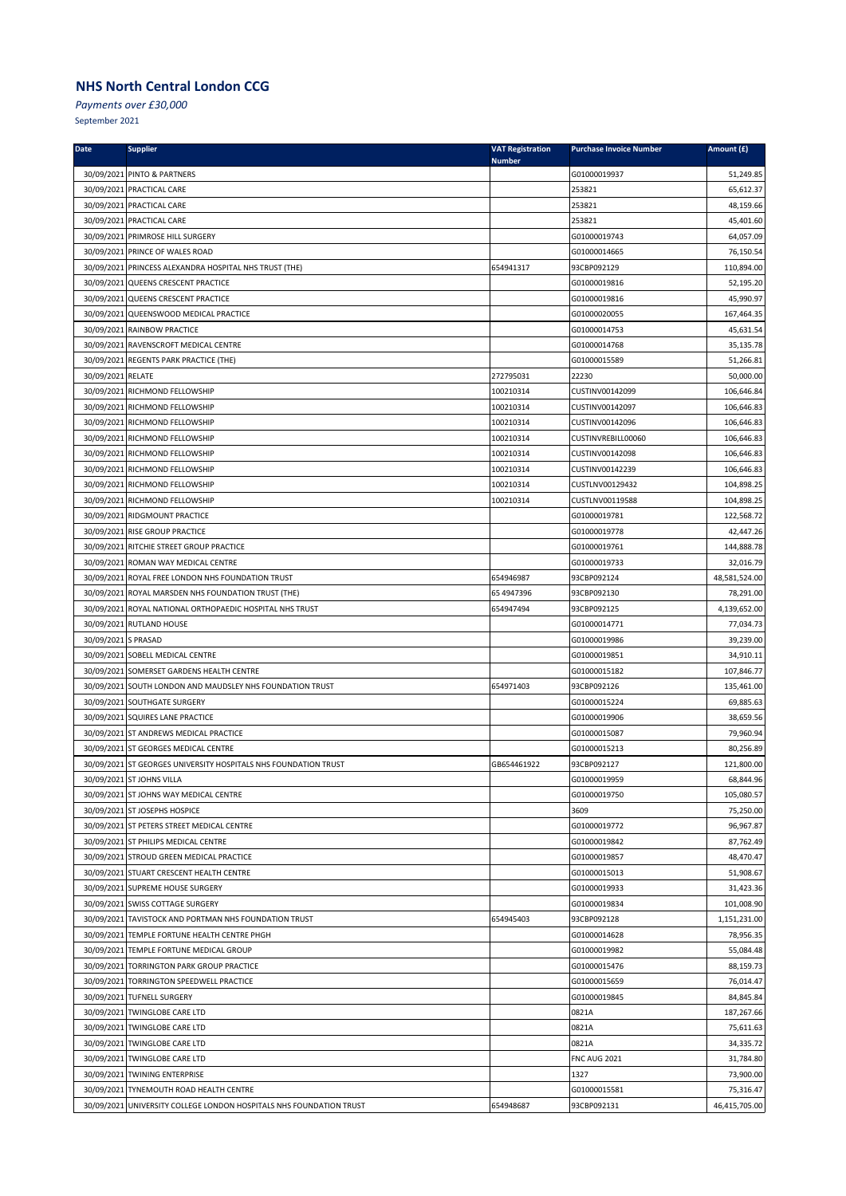## NHS North Central London CCG

*Payments over £30,000*

September 2021

| Date | Supplier | VAT Registration Number | Purchase Invoice Number | Amount (£) |
|---|---|---|---|---|
| 30/09/2021 | PINTO & PARTNERS | | G01000019937 | 51,249.85 |
| 30/09/2021 | PRACTICAL CARE | | 253821 | 65,612.37 |
| 30/09/2021 | PRACTICAL CARE | | 253821 | 48,159.66 |
| 30/09/2021 | PRACTICAL CARE | | 253821 | 45,401.60 |
| 30/09/2021 | PRIMROSE HILL SURGERY | | G01000019743 | 64,057.09 |
| 30/09/2021 | PRINCE OF WALES ROAD | | G01000014665 | 76,150.54 |
| 30/09/2021 | PRINCESS ALEXANDRA HOSPITAL NHS TRUST (THE) | 654941317 | 93CBP092129 | 110,894.00 |
| 30/09/2021 | QUEENS CRESCENT PRACTICE | | G01000019816 | 52,195.20 |
| 30/09/2021 | QUEENS CRESCENT PRACTICE | | G01000019816 | 45,990.97 |
| 30/09/2021 | QUEENSWOOD MEDICAL PRACTICE | | G01000020055 | 167,464.35 |
| 30/09/2021 | RAINBOW PRACTICE | | G01000014753 | 45,631.54 |
| 30/09/2021 | RAVENSCROFT MEDICAL CENTRE | | G01000014768 | 35,135.78 |
| 30/09/2021 | REGENTS PARK PRACTICE (THE) | | G01000015589 | 51,266.81 |
| 30/09/2021 | RELATE | 272795031 | 22230 | 50,000.00 |
| 30/09/2021 | RICHMOND FELLOWSHIP | 100210314 | CUSTINV00142099 | 106,646.84 |
| 30/09/2021 | RICHMOND FELLOWSHIP | 100210314 | CUSTINV00142097 | 106,646.83 |
| 30/09/2021 | RICHMOND FELLOWSHIP | 100210314 | CUSTINV00142096 | 106,646.83 |
| 30/09/2021 | RICHMOND FELLOWSHIP | 100210314 | CUSTINVREBILL00060 | 106,646.83 |
| 30/09/2021 | RICHMOND FELLOWSHIP | 100210314 | CUSTINV00142098 | 106,646.83 |
| 30/09/2021 | RICHMOND FELLOWSHIP | 100210314 | CUSTINV00142239 | 106,646.83 |
| 30/09/2021 | RICHMOND FELLOWSHIP | 100210314 | CUSTLNV00129432 | 104,898.25 |
| 30/09/2021 | RICHMOND FELLOWSHIP | 100210314 | CUSTLNV00119588 | 104,898.25 |
| 30/09/2021 | RIDGMOUNT PRACTICE | | G01000019781 | 122,568.72 |
| 30/09/2021 | RISE GROUP PRACTICE | | G01000019778 | 42,447.26 |
| 30/09/2021 | RITCHIE STREET GROUP PRACTICE | | G01000019761 | 144,888.78 |
| 30/09/2021 | ROMAN WAY MEDICAL CENTRE | | G01000019733 | 32,016.79 |
| 30/09/2021 | ROYAL FREE LONDON NHS FOUNDATION TRUST | 654946987 | 93CBP092124 | 48,581,524.00 |
| 30/09/2021 | ROYAL MARSDEN NHS FOUNDATION TRUST (THE) | 65 4947396 | 93CBP092130 | 78,291.00 |
| 30/09/2021 | ROYAL NATIONAL ORTHOPAEDIC HOSPITAL NHS TRUST | 654947494 | 93CBP092125 | 4,139,652.00 |
| 30/09/2021 | RUTLAND HOUSE | | G01000014771 | 77,034.73 |
| 30/09/2021 | S PRASAD | | G01000019986 | 39,239.00 |
| 30/09/2021 | SOBELL MEDICAL CENTRE | | G01000019851 | 34,910.11 |
| 30/09/2021 | SOMERSET GARDENS HEALTH CENTRE | | G01000015182 | 107,846.77 |
| 30/09/2021 | SOUTH LONDON AND MAUDSLEY NHS FOUNDATION TRUST | 654971403 | 93CBP092126 | 135,461.00 |
| 30/09/2021 | SOUTHGATE SURGERY | | G01000015224 | 69,885.63 |
| 30/09/2021 | SQUIRES LANE PRACTICE | | G01000019906 | 38,659.56 |
| 30/09/2021 | ST ANDREWS MEDICAL PRACTICE | | G01000015087 | 79,960.94 |
| 30/09/2021 | ST GEORGES MEDICAL CENTRE | | G01000015213 | 80,256.89 |
| 30/09/2021 | ST GEORGES UNIVERSITY HOSPITALS NHS FOUNDATION TRUST | GB654461922 | 93CBP092127 | 121,800.00 |
| 30/09/2021 | ST JOHNS VILLA | | G01000019959 | 68,844.96 |
| 30/09/2021 | ST JOHNS WAY MEDICAL CENTRE | | G01000019750 | 105,080.57 |
| 30/09/2021 | ST JOSEPHS HOSPICE | | 3609 | 75,250.00 |
| 30/09/2021 | ST PETERS STREET MEDICAL CENTRE | | G01000019772 | 96,967.87 |
| 30/09/2021 | ST PHILIPS MEDICAL CENTRE | | G01000019842 | 87,762.49 |
| 30/09/2021 | STROUD GREEN MEDICAL PRACTICE | | G01000019857 | 48,470.47 |
| 30/09/2021 | STUART CRESCENT HEALTH CENTRE | | G01000015013 | 51,908.67 |
| 30/09/2021 | SUPREME HOUSE SURGERY | | G01000019933 | 31,423.36 |
| 30/09/2021 | SWISS COTTAGE SURGERY | | G01000019834 | 101,008.90 |
| 30/09/2021 | TAVISTOCK AND PORTMAN NHS FOUNDATION TRUST | 654945403 | 93CBP092128 | 1,151,231.00 |
| 30/09/2021 | TEMPLE FORTUNE HEALTH CENTRE PHGH | | G01000014628 | 78,956.35 |
| 30/09/2021 | TEMPLE FORTUNE MEDICAL GROUP | | G01000019982 | 55,084.48 |
| 30/09/2021 | TORRINGTON PARK GROUP PRACTICE | | G01000015476 | 88,159.73 |
| 30/09/2021 | TORRINGTON SPEEDWELL PRACTICE | | G01000015659 | 76,014.47 |
| 30/09/2021 | TUFNELL SURGERY | | G01000019845 | 84,845.84 |
| 30/09/2021 | TWINGLOBE CARE LTD | | 0821A | 187,267.66 |
| 30/09/2021 | TWINGLOBE CARE LTD | | 0821A | 75,611.63 |
| 30/09/2021 | TWINGLOBE CARE LTD | | 0821A | 34,335.72 |
| 30/09/2021 | TWINGLOBE CARE LTD | | FNC AUG 2021 | 31,784.80 |
| 30/09/2021 | TWINING ENTERPRISE | | 1327 | 73,900.00 |
| 30/09/2021 | TYNEMOUTH ROAD HEALTH CENTRE | | G01000015581 | 75,316.47 |
| 30/09/2021 | UNIVERSITY COLLEGE LONDON HOSPITALS NHS FOUNDATION TRUST | 654948687 | 93CBP092131 | 46,415,705.00 |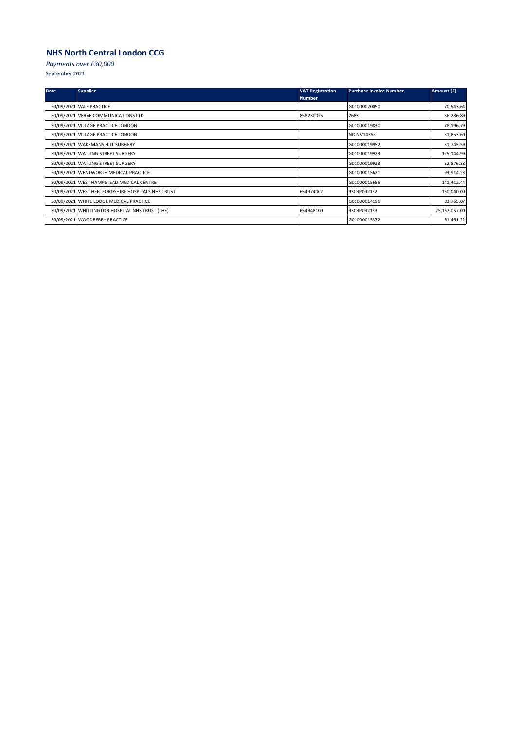## NHS North Central London CCG

*Payments over £30,000*

September 2021

| Date | Supplier | VAT Registration Number | Purchase Invoice Number | Amount (£) |
|---|---|---|---|---|
| 30/09/2021 | VALE PRACTICE | | G01000020050 | 70,543.64 |
| 30/09/2021 | VERVE COMMUNICATIONS LTD | 858230025 | 2683 | 36,286.89 |
| 30/09/2021 | VILLAGE PRACTICE LONDON | | G01000019830 | 78,196.79 |
| 30/09/2021 | VILLAGE PRACTICE LONDON | | NOINV14356 | 31,853.60 |
| 30/09/2021 | WAKEMANS HILL SURGERY | | G01000019952 | 31,745.59 |
| 30/09/2021 | WATLING STREET SURGERY | | G01000019923 | 125,144.99 |
| 30/09/2021 | WATLING STREET SURGERY | | G01000019923 | 52,876.38 |
| 30/09/2021 | WENTWORTH MEDICAL PRACTICE | | G01000015621 | 93,914.23 |
| 30/09/2021 | WEST HAMPSTEAD MEDICAL CENTRE | | G01000015656 | 141,412.44 |
| 30/09/2021 | WEST HERTFORDSHIRE HOSPITALS NHS TRUST | 654974002 | 93CBP092132 | 150,040.00 |
| 30/09/2021 | WHITE LODGE MEDICAL PRACTICE | | G01000014196 | 83,765.07 |
| 30/09/2021 | WHITTINGTON HOSPITAL NHS TRUST (THE) | 654948100 | 93CBP092133 | 25,167,057.00 |
| 30/09/2021 | WOODBERRY PRACTICE | | G01000015372 | 61,461.22 |